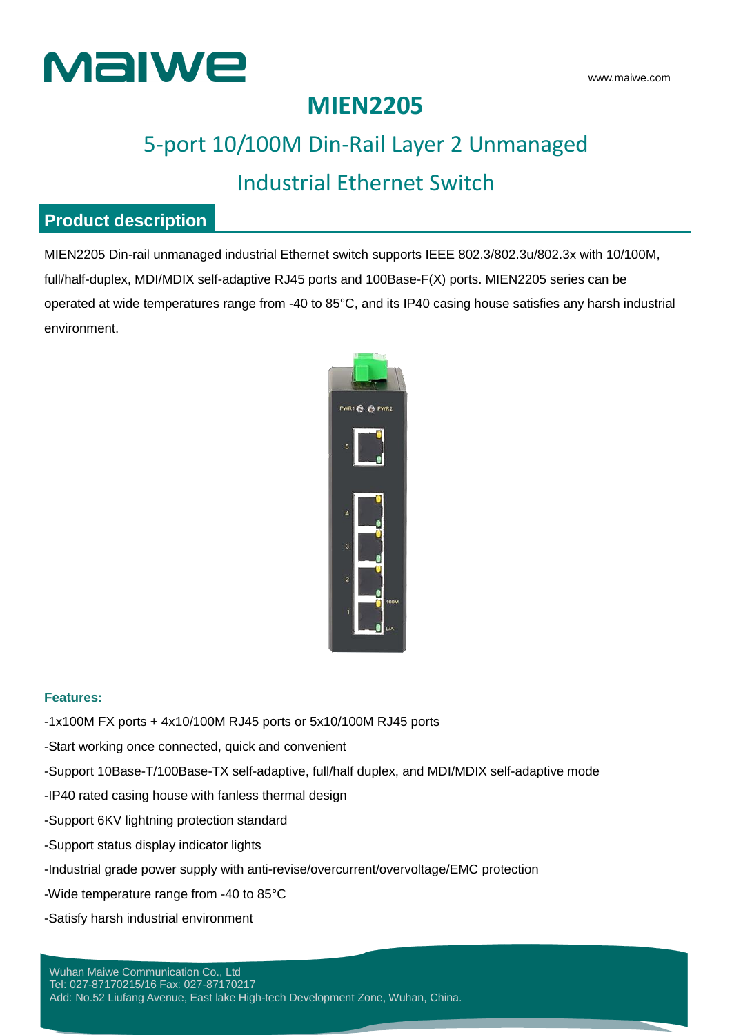# MIEN2205

## 5-port 10/100M Din-Rail Layer 2 Unmanaged Industrial Ethernet Switch

## Product description

MIEN2205 Din-rail unmanaged industrial Ethernet switch supports IEEE 802.3/802.3u/802.3x with 10/100M, full/half-duplex, MDI/MDIX self-adaptive RJ45 ports and 100Base-F(X) ports. MIEN2205 series can be operated at wide temperatures range from -40 to 85°C, and its IP40 casing house satisfies any harsh industrial environment.

**Features:**

-1x100M FX ports + 4x10/100M RJ45 ports or 5x10/100M RJ45 ports

-Start working once connected, quick and convenient

-Support 10Base-T/100Base-TX self-adaptive, full/half duplex, and MDI/MDIX self-adaptive mode

-IP40 rated casing house with fanless thermal design

-Support 6KV lightning protection standard

-Support status display indicator lights

-Industrial grade power supply with anti-revise/overcurrent/overvoltage/EMC protection

-Wide temperature range from -40 to 85°C

-Satisfy harsh industrial environment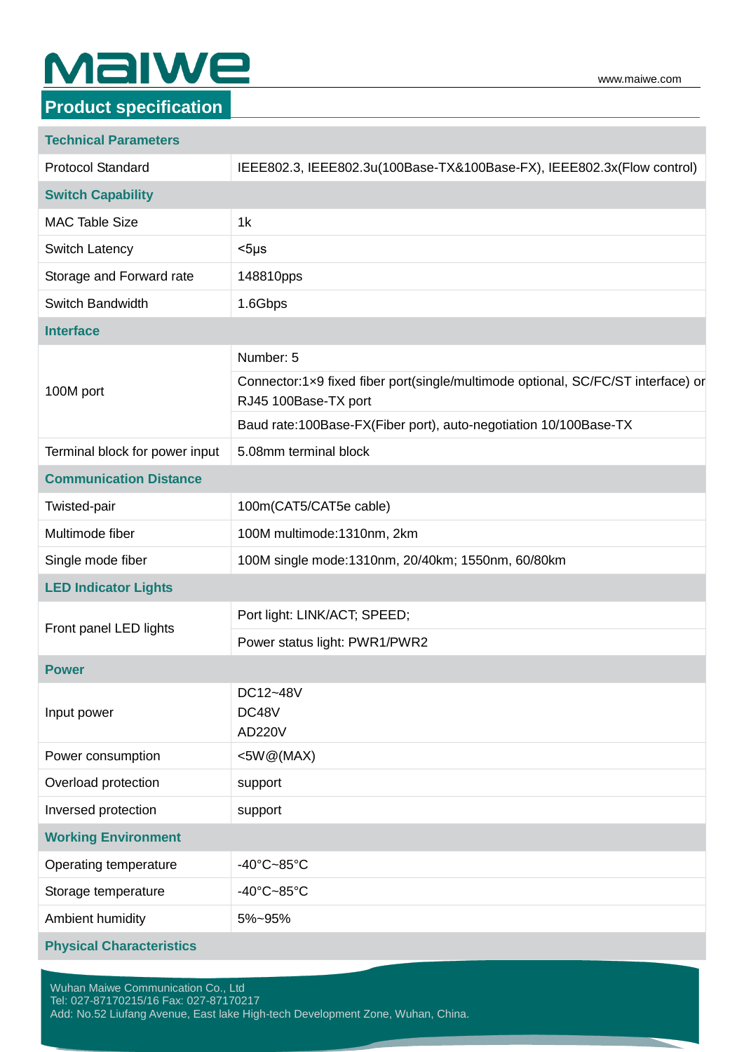## Product specification

| | |
|---|---|
| **Technical Parameters** | |
| Protocol Standard | IEEE802.3, IEEE802.3u(100Base-TX&100Base-FX), IEEE802.3x(Flow control) |
| **Switch Capability** | |
| MAC Table Size | 1k |
| Switch Latency | <5μs |
| Storage and Forward rate | 148810pps |
| Switch Bandwidth | 1.6Gbps |
| **Interface** | |
| 100M port | Number: 5 |
| | Connector:1×9 fixed fiber port(single/multimode optional, SC/FC/ST interface) or RJ45 100Base-TX port |
| | Baud rate:100Base-FX(Fiber port), auto-negotiation 10/100Base-TX |
| Terminal block for power input | 5.08mm terminal block |
| **Communication Distance** | |
| Twisted-pair | 100m(CAT5/CAT5e cable) |
| Multimode fiber | 100M multimode:1310nm, 2km |
| Single mode fiber | 100M single mode:1310nm, 20/40km; 1550nm, 60/80km |
| **LED Indicator Lights** | |
| Front panel LED lights | Port light: LINK/ACT; SPEED; |
| | Power status light: PWR1/PWR2 |
| **Power** | |
| Input power | DC12~48V<br>DC48V<br>AD220V |
| Power consumption | <5W@(MAX) |
| Overload protection | support |
| Inversed protection | support |
| **Working Environment** | |
| Operating temperature | -40°C~85°C |
| Storage temperature | -40°C~85°C |
| Ambient humidity | 5%~95% |
| **Physical Characteristics** | |

Wuhan Maiwe Communication Co., Ltd
Tel: 027-87170215/16 Fax: 027-87170217
Add: No.52 Liufang Avenue, East lake High-tech Development Zone, Wuhan, China.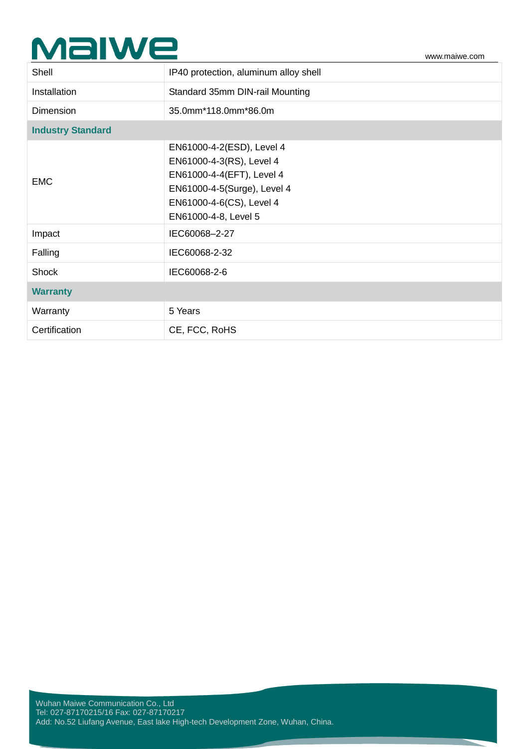| | |
|---|---|
| Shell | IP40 protection, aluminum alloy shell |
| Installation | Standard 35mm DIN-rail Mounting |
| Dimension | 35.0mm*118.0mm*86.0m |
| **Industry Standard** | |
| EMC | EN61000-4-2(ESD), Level 4<br>EN61000-4-3(RS), Level 4<br>EN61000-4-4(EFT), Level 4<br>EN61000-4-5(Surge), Level 4<br>EN61000-4-6(CS), Level 4<br>EN61000-4-8, Level 5 |
| Impact | IEC60068–2-27 |
| Falling | IEC60068-2-32 |
| Shock | IEC60068-2-6 |
| **Warranty** | |
| Warranty | 5 Years |
| Certification | CE, FCC, RoHS |

Wuhan Maiwe Communication Co., Ltd
Tel: 027-87170215/16 Fax: 027-87170217
Add: No.52 Liufang Avenue, East lake High-tech Development Zone, Wuhan, China.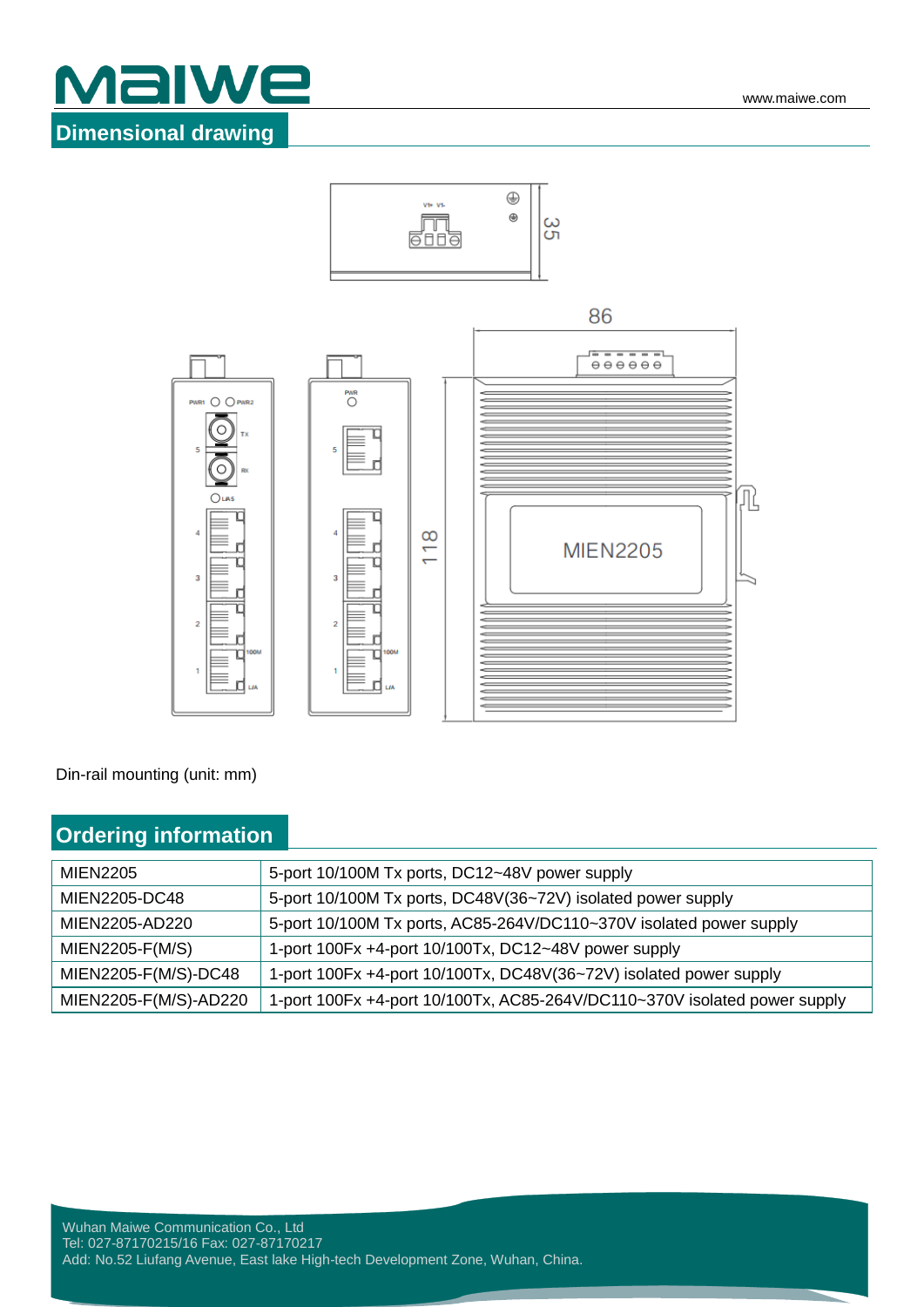## Dimensional drawing

Din-rail mounting (unit: mm)

## Ordering information

| | |
|---|---|
| MIEN2205 | 5-port 10/100M Tx ports, DC12~48V power supply |
| MIEN2205-DC48 | 5-port 10/100M Tx ports, DC48V(36~72V) isolated power supply |
| MIEN2205-AD220 | 5-port 10/100M Tx ports, AC85-264V/DC110~370V isolated power supply |
| MIEN2205-F(M/S) | 1-port 100Fx +4-port 10/100Tx, DC12~48V power supply |
| MIEN2205-F(M/S)-DC48 | 1-port 100Fx +4-port 10/100Tx, DC48V(36~72V) isolated power supply |
| MIEN2205-F(M/S)-AD220 | 1-port 100Fx +4-port 10/100Tx, AC85-264V/DC110~370V isolated power supply |

Wuhan Maiwe Communication Co., Ltd
Tel: 027-87170215/16 Fax: 027-87170217
Add: No.52 Liufang Avenue, East lake High-tech Development Zone, Wuhan, China.